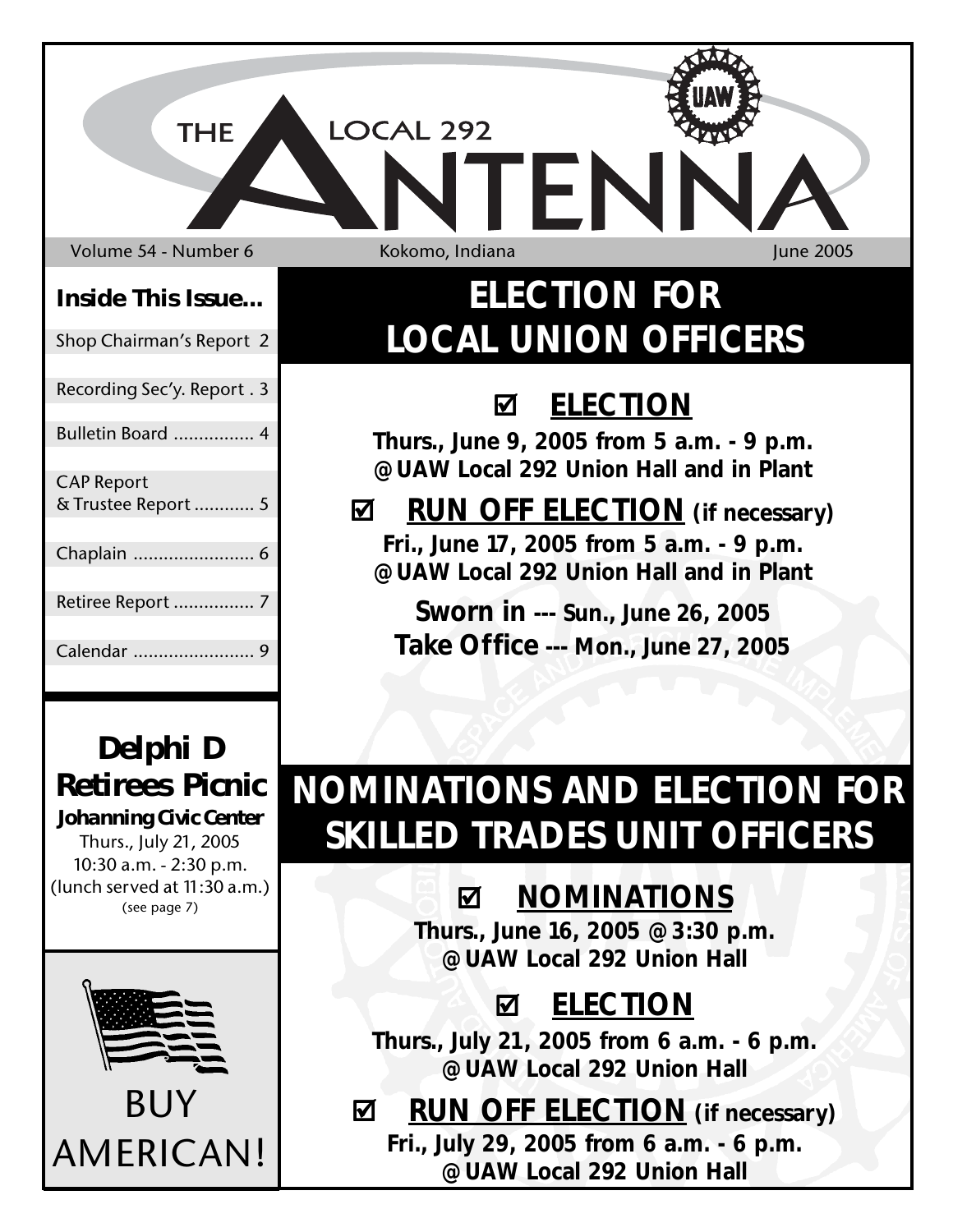# THE LOCAL 292 ANTENNA

Volume 54 - Number 6 | Kokomo, Indiana | June 2005

**Inside This Issue...**

- Shop Chairman's Report 2
- Recording Sec'y. Report . 3
- Bulletin Board ................ 4
- CAP Report & Trustee Report ............ 5
- Chaplain ........................ 6
- Retiree Report ................ 7
- Calendar ........................ 9

## Delphi D Retirees Picnic

**Johanning Civic Center**
Thurs., July 21, 2005
10:30 a.m. - 2:30 p.m.
(lunch served at 11:30 a.m.)
(see page 7)

BUY AMERICAN!

# ELECTION FOR LOCAL UNION OFFICERS

## ☑ ELECTION

**Thurs., June 9, 2005 from 5 a.m. - 9 p.m.**
**@ UAW Local 292 Union Hall and in Plant**

## ☑ RUN OFF ELECTION (if necessary)

**Fri., June 17, 2005 from 5 a.m. - 9 p.m.**
**@ UAW Local 292 Union Hall and in Plant**

**Sworn in --- Sun., June 26, 2005**
**Take Office --- Mon., June 27, 2005**

# NOMINATIONS AND ELECTION FOR SKILLED TRADES UNIT OFFICERS

## ☑ NOMINATIONS

**Thurs., June 16, 2005 @ 3:30 p.m.**
**@ UAW Local 292 Union Hall**

## ☑ ELECTION

**Thurs., July 21, 2005 from 6 a.m. - 6 p.m.**
**@ UAW Local 292 Union Hall**

## ☑ RUN OFF ELECTION (if necessary)

**Fri., July 29, 2005 from 6 a.m. - 6 p.m.**
**@ UAW Local 292 Union Hall**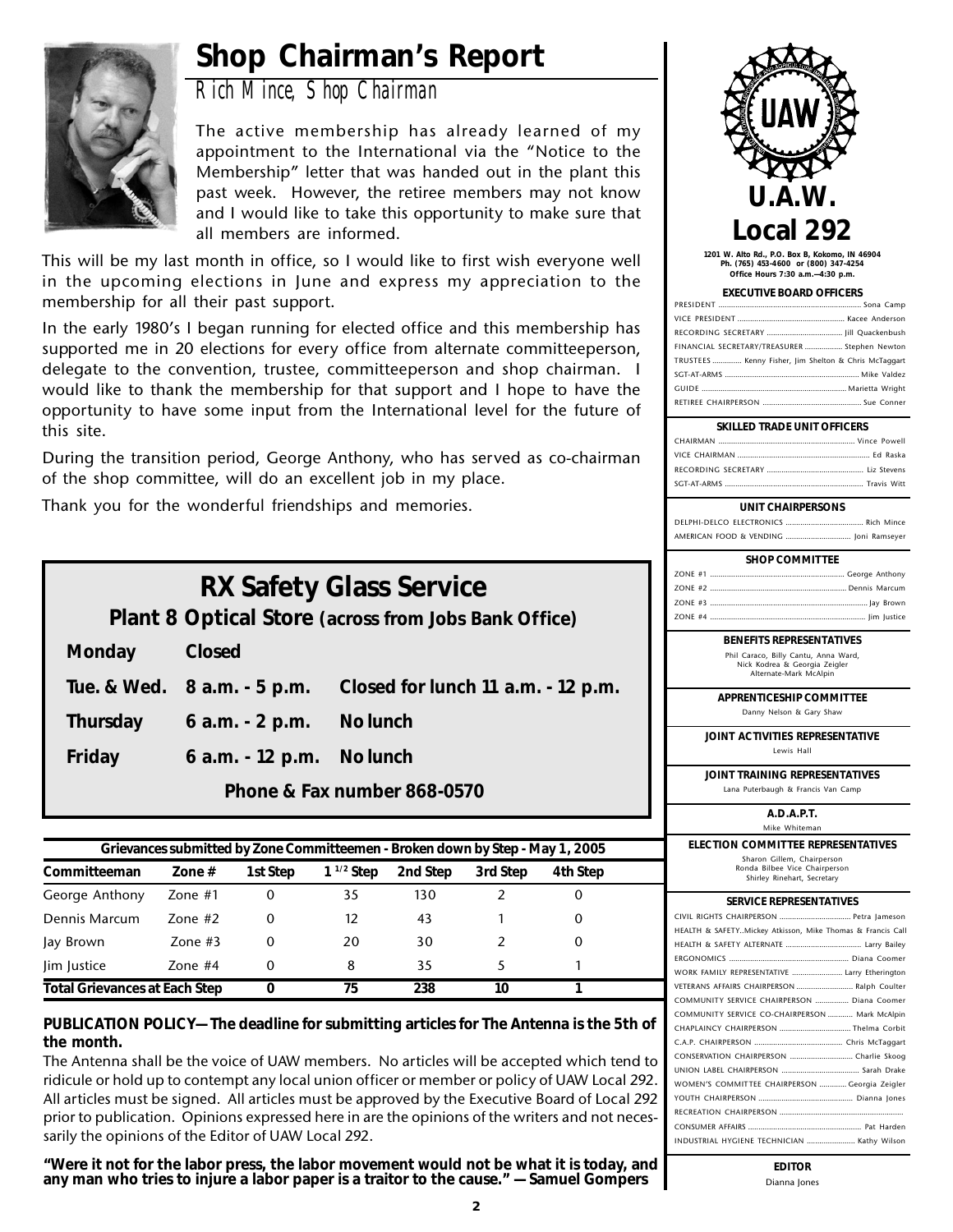# Shop Chairman's Report

*Rich Mince, Shop Chairman*

The active membership has already learned of my appointment to the International via the "Notice to the Membership" letter that was handed out in the plant this past week. However, the retiree members may not know and I would like to take this opportunity to make sure that all members are informed.

This will be my last month in office, so I would like to first wish everyone well in the upcoming elections in June and express my appreciation to the membership for all their past support.

In the early 1980's I began running for elected office and this membership has supported me in 20 elections for every office from alternate committeeperson, delegate to the convention, trustee, committeeperson and shop chairman. I would like to thank the membership for that support and I hope to have the opportunity to have some input from the International level for the future of this site.

During the transition period, George Anthony, who has served as co-chairman of the shop committee, will do an excellent job in my place.

Thank you for the wonderful friendships and memories.

## RX Safety Glass Service

**Plant 8 Optical Store (across from Jobs Bank Office)**

| | | |
|---|---|---|
| **Monday** | **Closed** | |
| **Tue. & Wed.** | **8 a.m. - 5 p.m.** | **Closed for lunch 11 a.m. - 12 p.m.** |
| **Thursday** | **6 a.m. - 2 p.m.** | **No lunch** |
| **Friday** | **6 a.m. - 12 p.m.** | **No lunch** |

**Phone & Fax number 868-0570**

**Grievances submitted by Zone Committeemen - Broken down by Step - May 1, 2005**

| Committeeman | Zone # | 1st Step | 1 1/2 Step | 2nd Step | 3rd Step | 4th Step |
|---|---|---|---|---|---|---|
| George Anthony | Zone #1 | 0 | 35 | 130 | 2 | 0 |
| Dennis Marcum | Zone #2 | 0 | 12 | 43 | 1 | 0 |
| Jay Brown | Zone #3 | 0 | 20 | 30 | 2 | 0 |
| Jim Justice | Zone #4 | 0 | 8 | 35 | 5 | 1 |
| **Total Grievances at Each Step** | | **0** | **75** | **238** | **10** | **1** |

**PUBLICATION POLICY—The deadline for submitting articles for The Antenna is the 5th of the month.**

The Antenna shall be the voice of UAW members. No articles will be accepted which tend to ridicule or hold up to contempt any local union officer or member or policy of UAW Local 292. All articles must be signed. All articles must be approved by the Executive Board of Local 292 prior to publication. Opinions expressed here in are the opinions of the writers and not necessarily the opinions of the Editor of UAW Local 292.

**"Were it not for the labor press, the labor movement would not be what it is today, and any man who tries to injure a labor paper is a traitor to the cause." —Samuel Gompers**

## U.A.W. Local 292

1201 W. Alto Rd., P.O. Box B, Kokomo, IN 46904
Ph. (765) 453-4600 or (800) 347-4254
Office Hours 7:30 a.m.—4:30 p.m.

**EXECUTIVE BOARD OFFICERS**

- PRESIDENT — Sona Camp
- VICE PRESIDENT — Kacee Anderson
- RECORDING SECRETARY — Jill Quackenbush
- FINANCIAL SECRETARY/TREASURER — Stephen Newton
- TRUSTEES — Kenny Fisher, Jim Shelton & Chris McTaggart
- SGT-AT-ARMS — Mike Valdez
- GUIDE — Marietta Wright
- RETIREE CHAIRPERSON — Sue Conner

**SKILLED TRADE UNIT OFFICERS**

- CHAIRMAN — Vince Powell
- VICE CHAIRMAN — Ed Raska
- RECORDING SECRETARY — Liz Stevens
- SGT-AT-ARMS — Travis Witt

**UNIT CHAIRPERSONS**

- DELPHI-DELCO ELECTRONICS — Rich Mince
- AMERICAN FOOD & VENDING — Joni Ramseyer

**SHOP COMMITTEE**

- ZONE #1 — George Anthony
- ZONE #2 — Dennis Marcum
- ZONE #3 — Jay Brown
- ZONE #4 — Jim Justice

**BENEFITS REPRESENTATIVES**

Phil Caraco, Billy Cantu, Anna Ward, Nick Kodrea & Georgia Zeigler
Alternate-Mark McAlpin

**APPRENTICESHIP COMMITTEE**

Danny Nelson & Gary Shaw

**JOINT ACTIVITIES REPRESENTATIVE**

Lewis Hall

**JOINT TRAINING REPRESENTATIVES**

Lana Puterbaugh & Francis Van Camp

**A.D.A.P.T.**

Mike Whiteman

**ELECTION COMMITTEE REPRESENTATIVES**

Sharon Gillem, Chairperson
Ronda Bilbee Vice Chairperson
Shirley Rinehart, Secretary

**SERVICE REPRESENTATIVES**

- CIVIL RIGHTS CHAIRPERSON — Petra Jameson
- HEALTH & SAFETY — Mickey Atkisson, Mike Thomas & Francis Call
- HEALTH & SAFETY ALTERNATE — Larry Bailey
- ERGONOMICS — Diana Coomer
- WORK FAMILY REPRESENTATIVE — Larry Etherington
- VETERANS AFFAIRS CHAIRPERSON — Ralph Coulter
- COMMUNITY SERVICE CHAIRPERSON — Diana Coomer
- COMMUNITY SERVICE CO-CHAIRPERSON — Mark McAlpin
- CHAPLAINCY CHAIRPERSON — Thelma Corbit
- C.A.P. CHAIRPERSON — Chris McTaggart
- CONSERVATION CHAIRPERSON — Charlie Skoog
- UNION LABEL CHAIRPERSON — Sarah Drake
- WOMEN'S COMMITTEE CHAIRPERSON — Georgia Zeigler
- YOUTH CHAIRPERSON — Dianna Jones
- RECREATION CHAIRPERSON —
- CONSUMER AFFAIRS — Pat Harden
- INDUSTRIAL HYGIENE TECHNICIAN — Kathy Wilson

**EDITOR**

Dianna Jones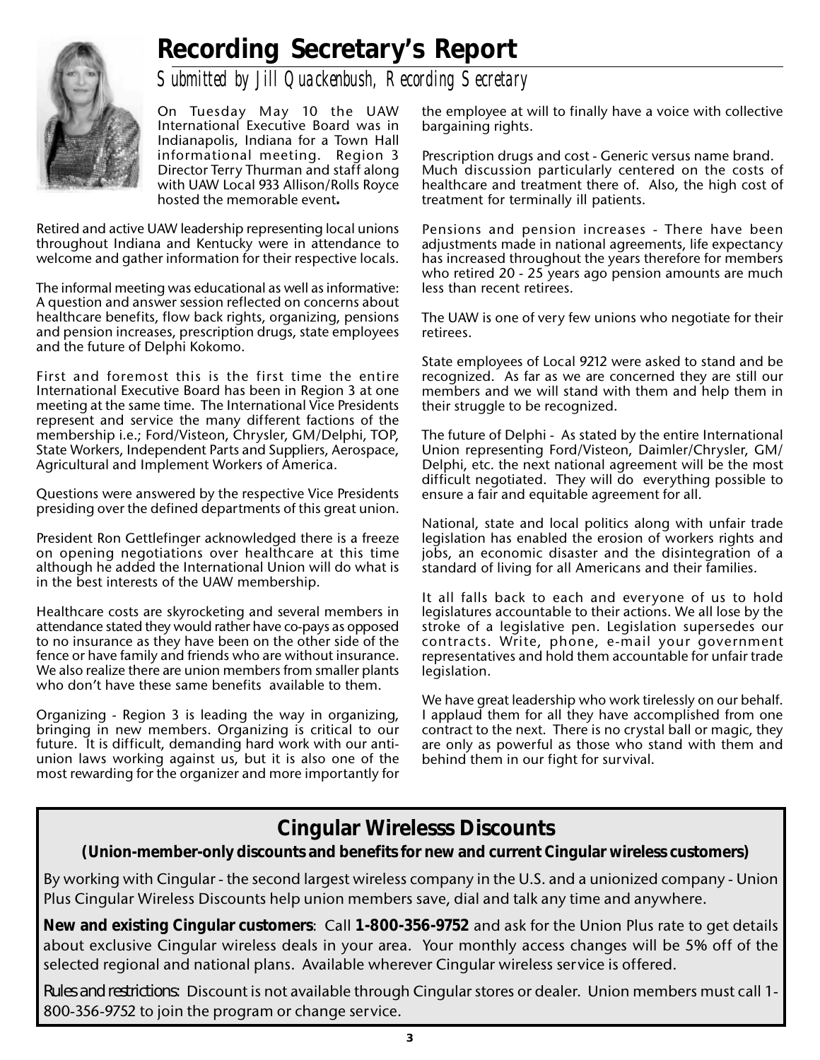# Recording Secretary's Report

*Submitted by Jill Quackenbush, Recording Secretary*

On Tuesday May 10 the UAW International Executive Board was in Indianapolis, Indiana for a Town Hall informational meeting. Region 3 Director Terry Thurman and staff along with UAW Local 933 Allison/Rolls Royce hosted the memorable event**.**

Retired and active UAW leadership representing local unions throughout Indiana and Kentucky were in attendance to welcome and gather information for their respective locals.

The informal meeting was educational as well as informative: A question and answer session reflected on concerns about healthcare benefits, flow back rights, organizing, pensions and pension increases, prescription drugs, state employees and the future of Delphi Kokomo.

First and foremost this is the first time the entire International Executive Board has been in Region 3 at one meeting at the same time. The International Vice Presidents represent and service the many different factions of the membership i.e.; Ford/Visteon, Chrysler, GM/Delphi, TOP, State Workers, Independent Parts and Suppliers, Aerospace, Agricultural and Implement Workers of America.

Questions were answered by the respective Vice Presidents presiding over the defined departments of this great union.

President Ron Gettlefinger acknowledged there is a freeze on opening negotiations over healthcare at this time although he added the International Union will do what is in the best interests of the UAW membership.

Healthcare costs are skyrocketing and several members in attendance stated they would rather have co-pays as opposed to no insurance as they have been on the other side of the fence or have family and friends who are without insurance. We also realize there are union members from smaller plants who don't have these same benefits available to them.

Organizing - Region 3 is leading the way in organizing, bringing in new members. Organizing is critical to our future. It is difficult, demanding hard work with our anti-union laws working against us, but it is also one of the most rewarding for the organizer and more importantly for the employee at will to finally have a voice with collective bargaining rights.

Prescription drugs and cost - Generic versus name brand. Much discussion particularly centered on the costs of healthcare and treatment there of. Also, the high cost of treatment for terminally ill patients.

Pensions and pension increases - There have been adjustments made in national agreements, life expectancy has increased throughout the years therefore for members who retired 20 - 25 years ago pension amounts are much less than recent retirees.

The UAW is one of very few unions who negotiate for their retirees.

State employees of Local 9212 were asked to stand and be recognized. As far as we are concerned they are still our members and we will stand with them and help them in their struggle to be recognized.

The future of Delphi - As stated by the entire International Union representing Ford/Visteon, Daimler/Chrysler, GM/Delphi, etc. the next national agreement will be the most difficult negotiated. They will do everything possible to ensure a fair and equitable agreement for all.

National, state and local politics along with unfair trade legislation has enabled the erosion of workers rights and jobs, an economic disaster and the disintegration of a standard of living for all Americans and their families.

It all falls back to each and everyone of us to hold legislatures accountable to their actions. We all lose by the stroke of a legislative pen. Legislation supersedes our contracts. Write, phone, e-mail your government representatives and hold them accountable for unfair trade legislation.

We have great leadership who work tirelessly on our behalf. I applaud them for all they have accomplished from one contract to the next. There is no crystal ball or magic, they are only as powerful as those who stand with them and behind them in our fight for survival.

## Cingular Wirelesss Discounts

**(Union-member-only discounts and benefits for new and current Cingular wireless customers)**

By working with Cingular - the second largest wireless company in the U.S. and a unionized company - Union Plus Cingular Wireless Discounts help union members save, dial and talk any time and anywhere.

**New and existing Cingular customers**: Call **1-800-356-9752** and ask for the Union Plus rate to get details about exclusive Cingular wireless deals in your area. Your monthly access changes will be 5% off of the selected regional and national plans. Available wherever Cingular wireless service is offered.

*Rules and restrictions:* Discount is not available through Cingular stores or dealer. Union members must call 1-800-356-9752 to join the program or change service.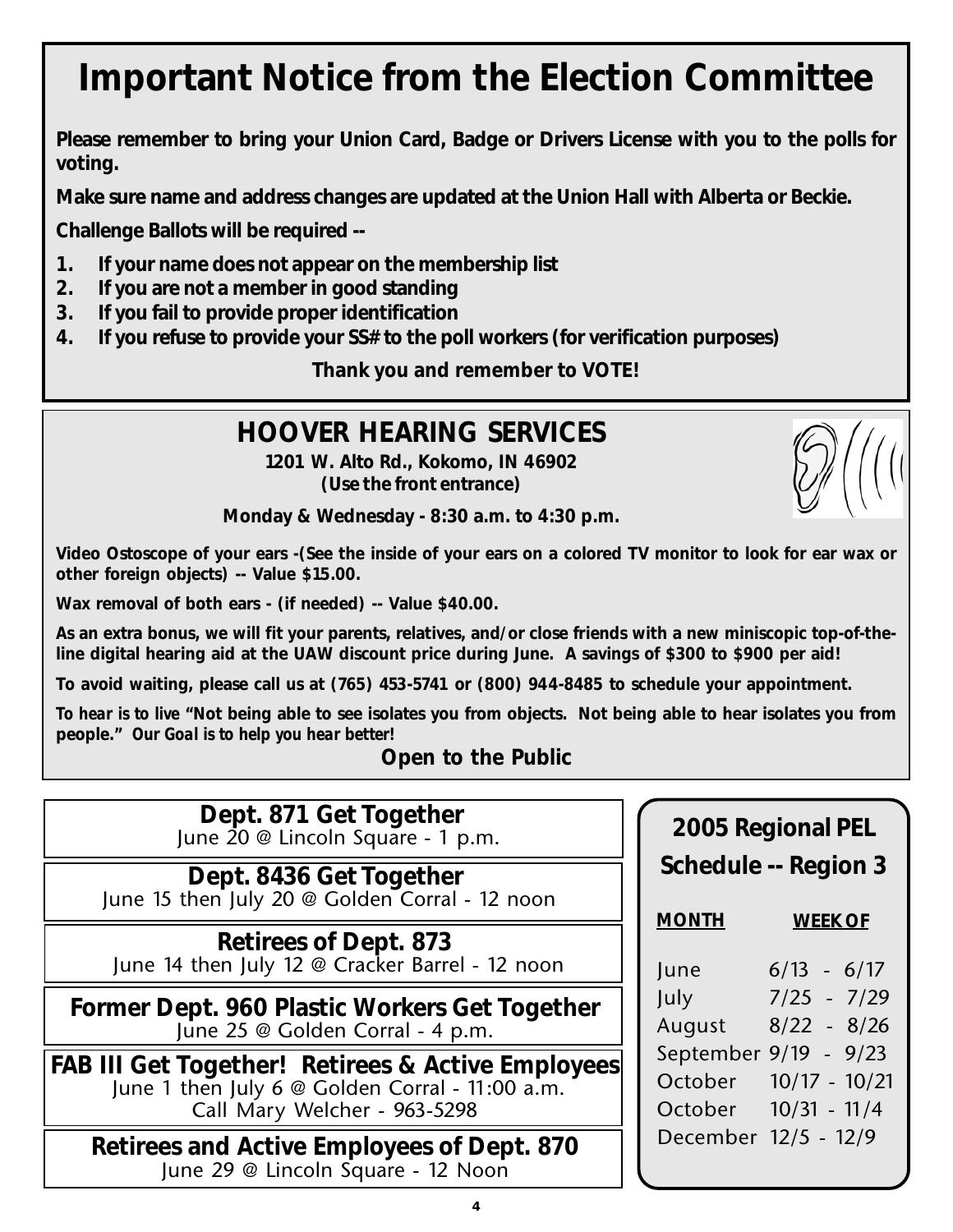# Important Notice from the Election Committee

**Please remember to bring your Union Card, Badge or Drivers License with you to the polls for voting.**

**Make sure name and address changes are updated at the Union Hall with Alberta or Beckie.**

**Challenge Ballots will be required --**

1. **If your name does not appear on the membership list**
2. **If you are not a member in good standing**
3. **If you fail to provide proper identification**
4. **If you refuse to provide your SS# to the poll workers (for verification purposes)**

**Thank you and remember to VOTE!**

## HOOVER HEARING SERVICES

**1201 W. Alto Rd., Kokomo, IN 46902**
**(Use the front entrance)**

**Monday & Wednesday - 8:30 a.m. to 4:30 p.m.**

**Video Ostoscope of your ears -(See the inside of your ears on a colored TV monitor to look for ear wax or other foreign objects) -- Value $15.00.**

**Wax removal of both ears - (if needed) -- Value $40.00.**

**As an extra bonus, we will fit your parents, relatives, and/or close friends with a new miniscopic top-of-the-line digital hearing aid at the UAW discount price during June. A savings of $300 to $900 per aid!**

**To avoid waiting, please call us at (765) 453-5741 or (800) 944-8485 to schedule your appointment.**

***To hear is to live* "Not being able to see isolates you from objects. Not being able to hear isolates you from people." *Our Goal is to help you hear better!***

**Open to the Public**

### Dept. 871 Get Together
June 20 @ Lincoln Square - 1 p.m.

### Dept. 8436 Get Together
June 15 then July 20 @ Golden Corral - 12 noon

### Retirees of Dept. 873
June 14 then July 12 @ Cracker Barrel - 12 noon

### Former Dept. 960 Plastic Workers Get Together
June 25 @ Golden Corral - 4 p.m.

### FAB III Get Together! Retirees & Active Employees
June 1 then July 6 @ Golden Corral - 11:00 a.m.
Call Mary Welcher - 963-5298

### Retirees and Active Employees of Dept. 870
June 29 @ Lincoln Square - 12 Noon

### 2005 Regional PEL Schedule -- Region 3

| MONTH | WEEK OF |
|---|---|
| June | 6/13 - 6/17 |
| July | 7/25 - 7/29 |
| August | 8/22 - 8/26 |
| September | 9/19 - 9/23 |
| October | 10/17 - 10/21 |
| October | 10/31 - 11/4 |
| December | 12/5 - 12/9 |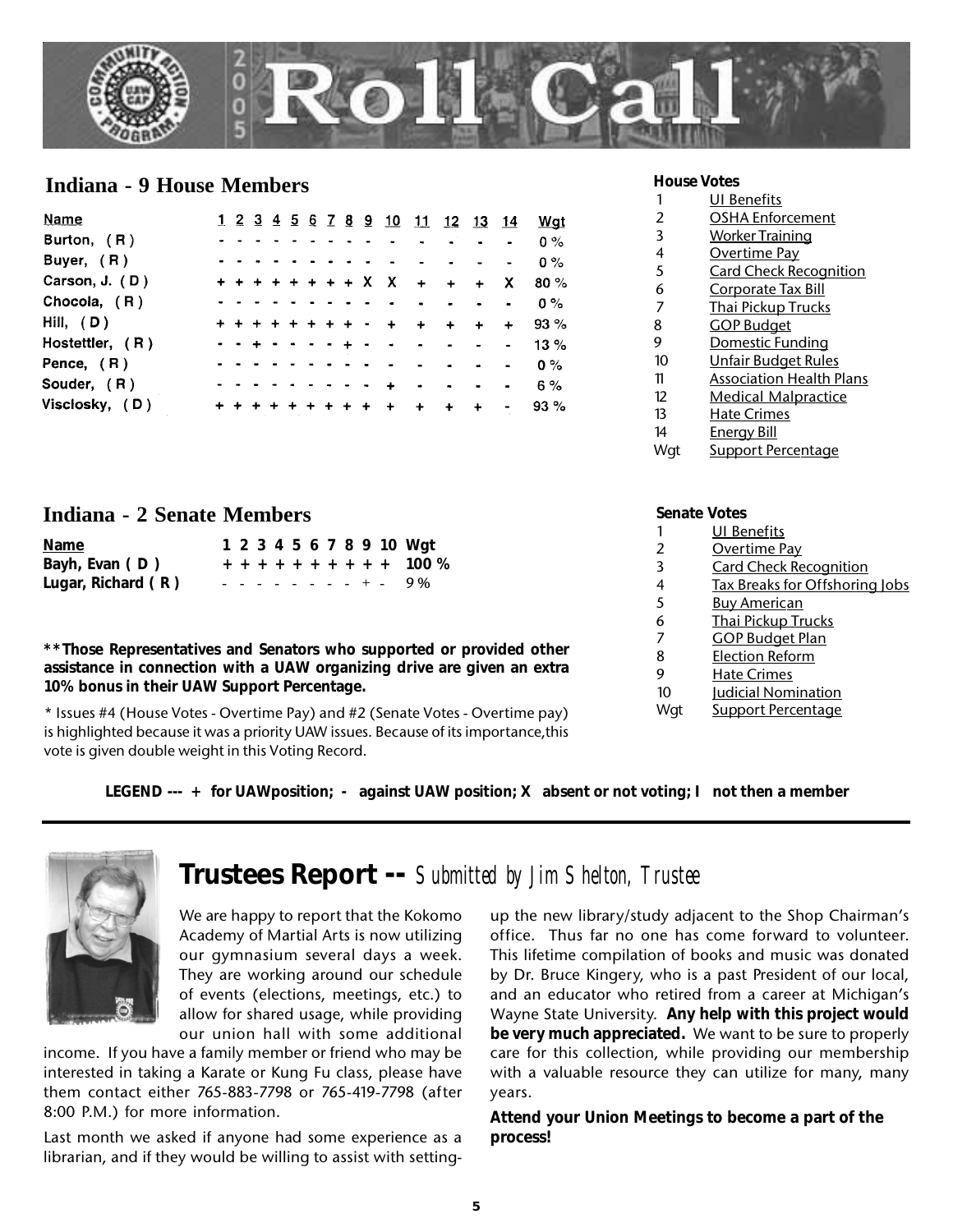# 2005 Roll Call

## Indiana - 9 House Members

| Name | 1 | 2 | 3 | 4 | 5 | 6 | 7 | 8 | 9 | 10 | 11 | 12 | 13 | 14 | Wgt |
|---|---|---|---|---|---|---|---|---|---|---|---|---|---|---|---|
| Burton, (R) | - | - | - | - | - | - | - | - | - | - | - | - | - | - | 0 % |
| Buyer, (R) | - | - | - | - | - | - | - | - | - | - | - | - | - | - | 0 % |
| Carson, J. (D) | + | + | + | + | + | + | + | + | X | X | + | + | + | X | 80 % |
| Chocola, (R) | - | - | - | - | - | - | - | - | - | - | - | - | - | - | 0 % |
| Hill, (D) | + | + | + | + | + | + | + | + | + | - | + | + | + | + | 93 % |
| Hostettler, (R) | - | - | + | - | - | - | - | - | + | - | - | - | - | - | 13 % |
| Pence, (R) | - | - | - | - | - | - | - | - | - | - | - | - | - | - | 0 % |
| Souder, (R) | - | - | - | - | - | - | - | - | - | + | - | - | - | - | 6 % |
| Visclosky, (D) | + | + | + | + | + | + | + | + | + | + | + | + | + | - | 93 % |

**House Votes**

1. UI Benefits
2. OSHA Enforcement
3. Worker Training
4. Overtime Pay
5. Card Check Recognition
6. Corporate Tax Bill
7. Thai Pickup Trucks
8. GOP Budget
9. Domestic Funding
10. Unfair Budget Rules
11. Association Health Plans
12. Medical Malpractice
13. Hate Crimes
14. Energy Bill

Wgt Support Percentage

## Indiana - 2 Senate Members

| Name | 1 | 2 | 3 | 4 | 5 | 6 | 7 | 8 | 9 | 10 | Wgt |
|---|---|---|---|---|---|---|---|---|---|---|---|
| Bayh, Evan (D) | + | + | + | + | + | + | + | + | + | + | 100 % |
| Lugar, Richard (R) | - | - | - | - | - | - | - | - | + | - | 9 % |

**Senate Votes**

1. UI Benefits
2. Overtime Pay
3. Card Check Recognition
4. Tax Breaks for Offshoring Jobs
5. Buy American
6. Thai Pickup Trucks
7. GOP Budget Plan
8. Election Reform
9. Hate Crimes
10. Judicial Nomination

Wgt Support Percentage

**\*\*Those Representatives and Senators who supported or provided other assistance in connection with a UAW organizing drive are given an extra 10% bonus in their UAW Support Percentage.**

\* Issues #4 (House Votes - Overtime Pay) and #2 (Senate Votes - Overtime pay) is highlighted because it was a priority UAW issues. Because of its importance,this vote is given double weight in this Voting Record.

**LEGEND --- + for UAWposition; - against UAW position; X absent or not voting; I not then a member**

## Trustees Report -- *Submitted by Jim Shelton, Trustee*

We are happy to report that the Kokomo Academy of Martial Arts is now utilizing our gymnasium several days a week. They are working around our schedule of events (elections, meetings, etc.) to allow for shared usage, while providing our union hall with some additional income. If you have a family member or friend who may be interested in taking a Karate or Kung Fu class, please have them contact either 765-883-7798 or 765-419-7798 (after 8:00 P.M.) for more information.

Last month we asked if anyone had some experience as a librarian, and if they would be willing to assist with setting-up the new library/study adjacent to the Shop Chairman's office. Thus far no one has come forward to volunteer. This lifetime compilation of books and music was donated by Dr. Bruce Kingery, who is a past President of our local, and an educator who retired from a career at Michigan's Wayne State University. **Any help with this project would be very much appreciated.** We want to be sure to properly care for this collection, while providing our membership with a valuable resource they can utilize for many, many years.

**Attend your Union Meetings to become a part of the process!**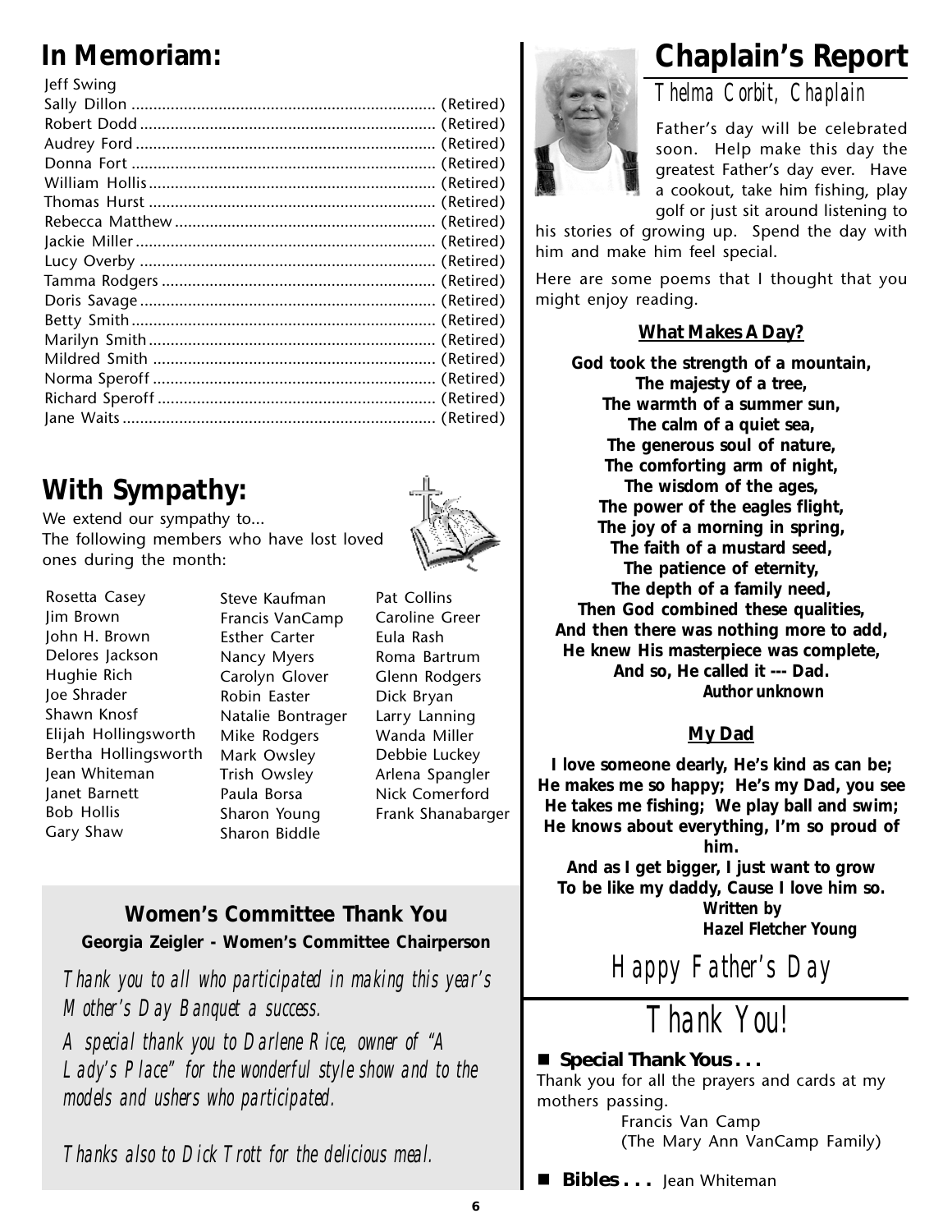## In Memoriam:

Jeff Swing
Sally Dillon ..................................................................... (Retired)
Robert Dodd ................................................................... (Retired)
Audrey Ford .................................................................... (Retired)
Donna Fort ..................................................................... (Retired)
William Hollis .................................................................. (Retired)
Thomas Hurst .................................................................. (Retired)
Rebecca Matthew ............................................................ (Retired)
Jackie Miller .................................................................... (Retired)
Lucy Overby .................................................................... (Retired)
Tamma Rodgers ............................................................... (Retired)
Doris Savage .................................................................... (Retired)
Betty Smith ..................................................................... (Retired)
Marilyn Smith .................................................................. (Retired)
Mildred Smith ................................................................. (Retired)
Norma Speroff ................................................................. (Retired)
Richard Speroff ................................................................ (Retired)
Jane Waits ....................................................................... (Retired)

## With Sympathy:

We extend our sympathy to...
The following members who have lost loved ones during the month:

Rosetta Casey
Jim Brown
John H. Brown
Delores Jackson
Hughie Rich
Joe Shrader
Shawn Knosf
Elijah Hollingsworth
Bertha Hollingsworth
Jean Whiteman
Janet Barnett
Bob Hollis
Gary Shaw
Steve Kaufman
Francis VanCamp
Esther Carter
Nancy Myers
Carolyn Glover
Robin Easter
Natalie Bontrager
Mike Rodgers
Mark Owsley
Trish Owsley
Paula Borsa
Sharon Young
Sharon Biddle
Pat Collins
Caroline Greer
Eula Rash
Roma Bartrum
Glenn Rodgers
Dick Bryan
Larry Lanning
Wanda Miller
Debbie Luckey
Arlena Spangler
Nick Comerford
Frank Shanabarger

### Women's Committee Thank You

**Georgia Zeigler - Women's Committee Chairperson**

*Thank you to all who participated in making this year's Mother's Day Banquet a success.*

*A special thank you to Darlene Rice, owner of "A Lady's Place" for the wonderful style show and to the models and ushers who participated.*

*Thanks also to Dick Trott for the delicious meal.*

## Chaplain's Report

*Thelma Corbit, Chaplain*

Father's day will be celebrated soon. Help make this day the greatest Father's day ever. Have a cookout, take him fishing, play golf or just sit around listening to his stories of growing up. Spend the day with him and make him feel special.

Here are some poems that I thought that you might enjoy reading.

**What Makes A Day?**

**God took the strength of a mountain,
The majesty of a tree,
The warmth of a summer sun,
The calm of a quiet sea,
The generous soul of nature,
The comforting arm of night,
The wisdom of the ages,
The power of the eagles flight,
The joy of a morning in spring,
The faith of a mustard seed,
The patience of eternity,
The depth of a family need,
Then God combined these qualities,
And then there was nothing more to add,
He knew His masterpiece was complete,
And so, He called it --- Dad.**
**Author unknown**

**My Dad**

**I love someone dearly, He's kind as can be;
He makes me so happy; He's my Dad, you see
He takes me fishing; We play ball and swim;
He knows about everything, I'm so proud of him.
And as I get bigger, I just want to grow
To be like my daddy, Cause I love him so.**
**Written by
Hazel Fletcher Young**

*Happy Father's Day*

## Thank You!

- **Special Thank Yous . . .**
Thank you for all the prayers and cards at my mothers passing.
Francis Van Camp
(The Mary Ann VanCamp Family)

- **Bibles . . .** Jean Whiteman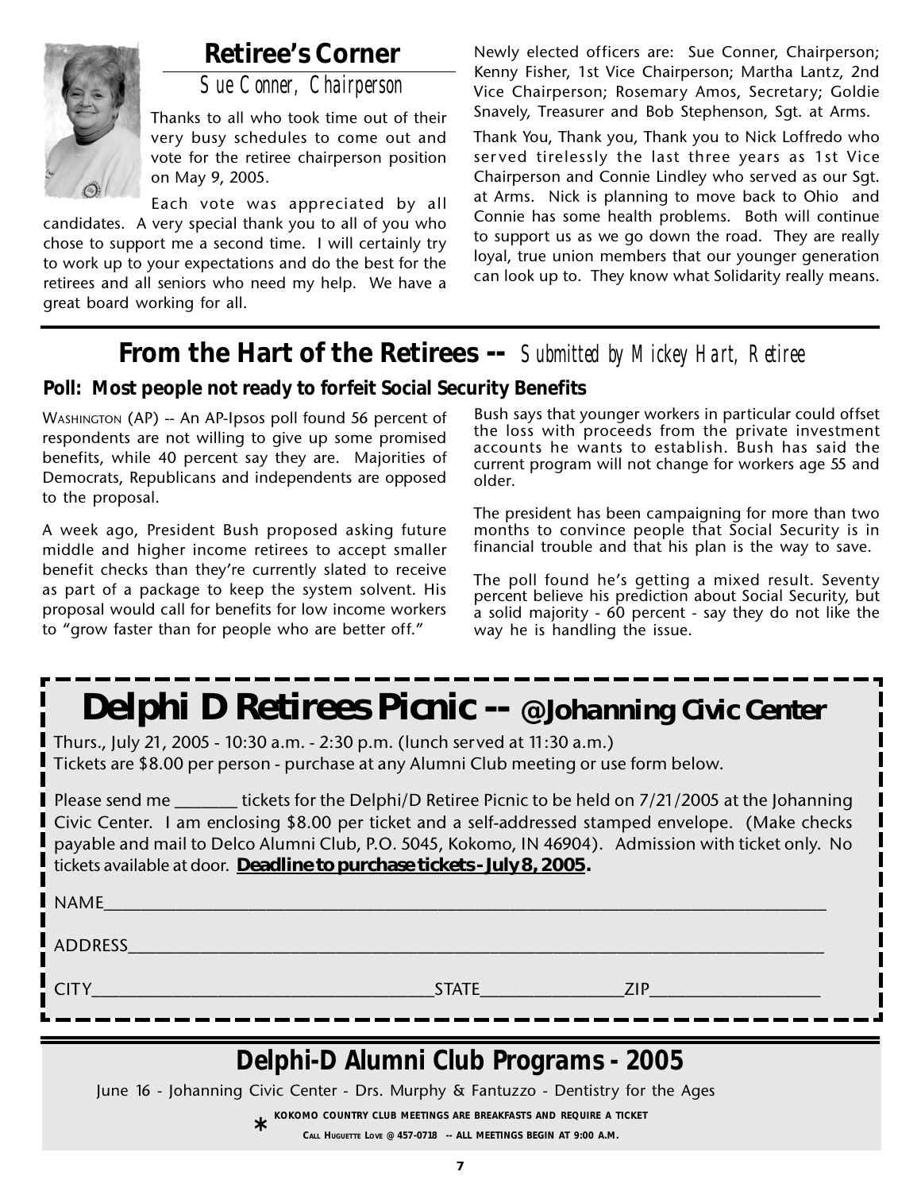## Retiree's Corner

*Sue Conner, Chairperson*

Thanks to all who took time out of their very busy schedules to come out and vote for the retiree chairperson position on May 9, 2005.

Each vote was appreciated by all candidates. A very special thank you to all of you who chose to support me a second time. I will certainly try to work up to your expectations and do the best for the retirees and all seniors who need my help. We have a great board working for all.

Newly elected officers are: Sue Conner, Chairperson; Kenny Fisher, 1st Vice Chairperson; Martha Lantz, 2nd Vice Chairperson; Rosemary Amos, Secretary; Goldie Snavely, Treasurer and Bob Stephenson, Sgt. at Arms.

Thank You, Thank you, Thank you to Nick Loffredo who served tirelessly the last three years as 1st Vice Chairperson and Connie Lindley who served as our Sgt. at Arms. Nick is planning to move back to Ohio and Connie has some health problems. Both will continue to support us as we go down the road. They are really loyal, true union members that our younger generation can look up to. They know what Solidarity really means.

## From the Hart of the Retirees -- *Submitted by Mickey Hart, Retiree*

**Poll: Most people not ready to forfeit Social Security Benefits**

WASHINGTON (AP) -- An AP-Ipsos poll found 56 percent of respondents are not willing to give up some promised benefits, while 40 percent say they are. Majorities of Democrats, Republicans and independents are opposed to the proposal.

A week ago, President Bush proposed asking future middle and higher income retirees to accept smaller benefit checks than they're currently slated to receive as part of a package to keep the system solvent. His proposal would call for benefits for low income workers to "grow faster than for people who are better off."

Bush says that younger workers in particular could offset the loss with proceeds from the private investment accounts he wants to establish. Bush has said the current program will not change for workers age 55 and older.

The president has been campaigning for more than two months to convince people that Social Security is in financial trouble and that his plan is the way to save.

The poll found he's getting a mixed result. Seventy percent believe his prediction about Social Security, but a solid majority - 60 percent - say they do not like the way he is handling the issue.

## Delphi D Retirees Picnic -- @Johanning Civic Center

Thurs., July 21, 2005 - 10:30 a.m. - 2:30 p.m. (lunch served at 11:30 a.m.)
Tickets are $8.00 per person - purchase at any Alumni Club meeting or use form below.

Please send me _______ tickets for the Delphi/D Retiree Picnic to be held on 7/21/2005 at the Johanning Civic Center. I am enclosing $8.00 per ticket and a self-addressed stamped envelope. (Make checks payable and mail to Delco Alumni Club, P.O. 5045, Kokomo, IN 46904). Admission with ticket only. No tickets available at door. **Deadline to purchase tickets - July 8, 2005.**

NAME_______________________________________________

ADDRESS____________________________________________

CITY______________________STATE__________ZIP___________

## Delphi-D Alumni Club Programs - 2005

June 16 - Johanning Civic Center - Drs. Murphy & Fantuzzo - Dentistry for the Ages

\* KOKOMO COUNTRY CLUB MEETINGS ARE BREAKFASTS AND REQUIRE A TICKET
CALL HUGUETTE LOVE @ 457-0718 -- ALL MEETINGS BEGIN AT 9:00 A.M.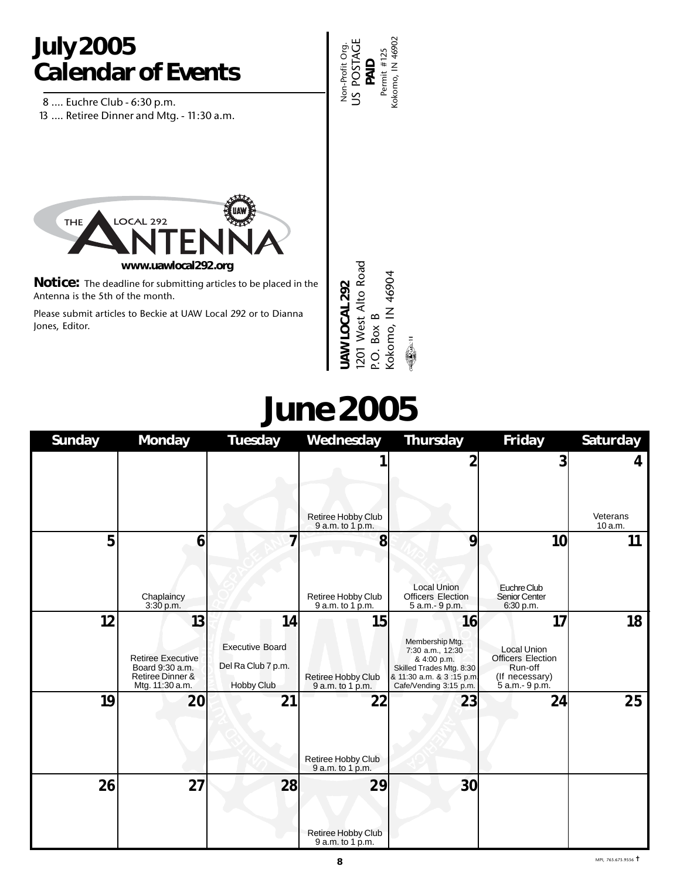# July 2005 Calendar of Events

8 .... Euchre Club - 6:30 p.m.
13 .... Retiree Dinner and Mtg. - 11:30 a.m.

THE LOCAL 292 ANTENNA

www.uawlocal292.org

**Notice:** The deadline for submitting articles to be placed in the Antenna is the 5th of the month.

Please submit articles to Beckie at UAW Local 292 or to Dianna Jones, Editor.

Non-Profit Org.
US POSTAGE
**PAID**
Permit #125
Kokomo, IN 46902

**UAW LOCAL 292**
1201 West Alto Road
P.O. Box B
Kokomo, IN 46904

# June 2005

| Sunday | Monday | Tuesday | Wednesday | Thursday | Friday | Saturday |
|---|---|---|---|---|---|---|
| | | | **1** Retiree Hobby Club 9 a.m. to 1 p.m. | **2** | **3** | **4** Veterans 10 a.m. |
| **5** | **6** Chaplaincy 3:30 p.m. | **7** | **8** Retiree Hobby Club 9 a.m. to 1 p.m. | **9** Local Union Officers Election 5 a.m.- 9 p.m. | **10** Euchre Club Senior Center 6:30 p.m. | **11** |
| **12** | **13** Retiree Executive Board 9:30 a.m. Retiree Dinner & Mtg. 11:30 a.m. | **14** Executive Board Del Ra Club 7 p.m. Hobby Club | **15** Retiree Hobby Club 9 a.m. to 1 p.m. | **16** Membership Mtg. 7:30 a.m., 12:30 & 4:00 p.m. Skilled Trades Mtg. 8:30 & 11:30 a.m. & 3 :15 p.m. Cafe/Vending 3:15 p.m. | **17** Local Union Officers Election Run-off (If necessary) 5 a.m.- 9 p.m. | **18** |
| **19** | **20** | **21** | **22** Retiree Hobby Club 9 a.m. to 1 p.m. | **23** | **24** | **25** |
| **26** | **27** | **28** | **29** Retiree Hobby Club 9 a.m. to 1 p.m. | **30** | | |